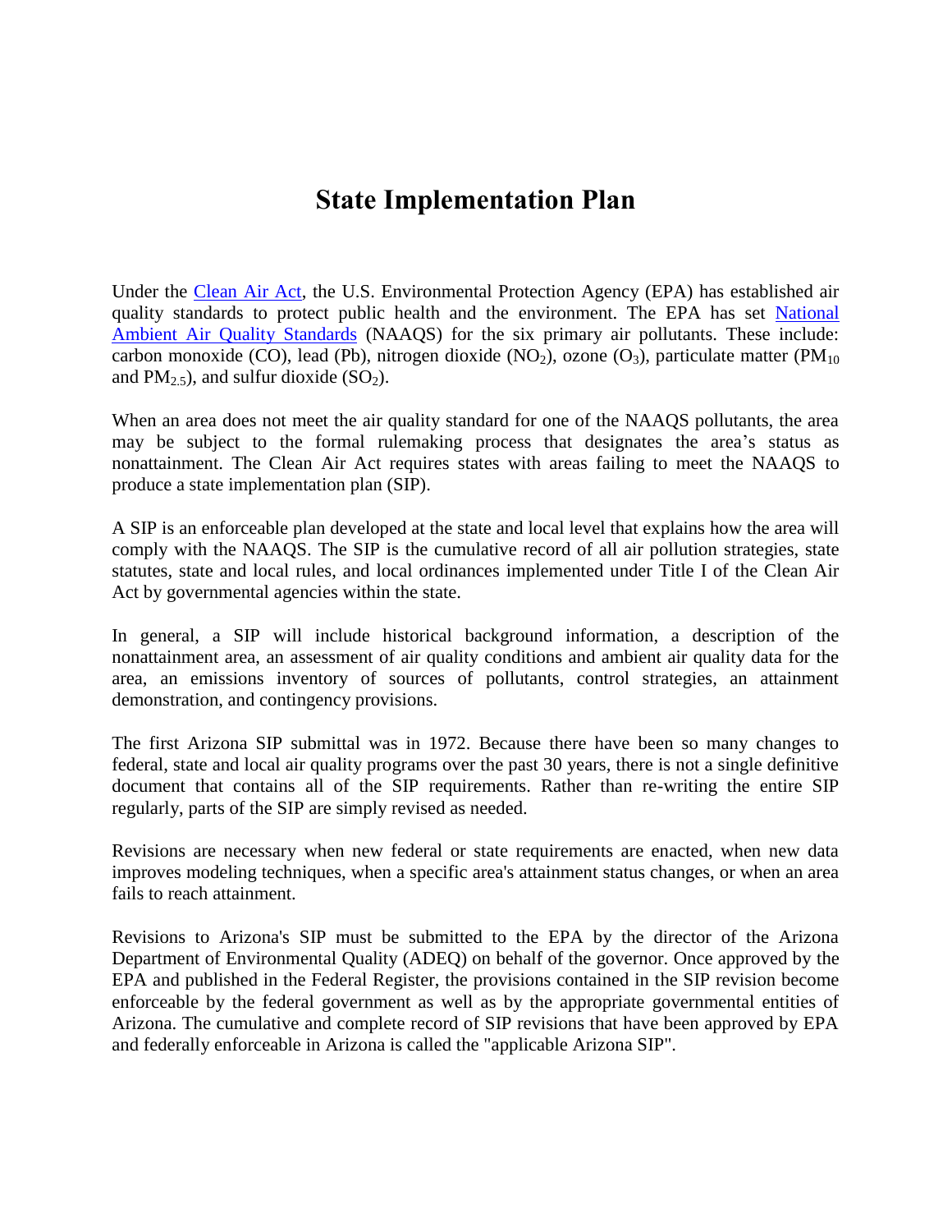# State Implementation Plan

Under the Clean Air Act, the U.S. Environmental Protection Agency (EPA) has established air quality standards to protect public health and the environment. The EPA has set National Ambient Air Quality Standards (NAAQS) for the six primary air pollutants. These include: carbon monoxide (CO), lead (Pb), nitrogen dioxide ($NO_2$), ozone ($O_3$), particulate matter ($PM_{10}$ and $PM_{2.5}$), and sulfur dioxide ($SO_2$).

When an area does not meet the air quality standard for one of the NAAQS pollutants, the area may be subject to the formal rulemaking process that designates the area's status as nonattainment. The Clean Air Act requires states with areas failing to meet the NAAQS to produce a state implementation plan (SIP).

A SIP is an enforceable plan developed at the state and local level that explains how the area will comply with the NAAQS. The SIP is the cumulative record of all air pollution strategies, state statutes, state and local rules, and local ordinances implemented under Title I of the Clean Air Act by governmental agencies within the state.

In general, a SIP will include historical background information, a description of the nonattainment area, an assessment of air quality conditions and ambient air quality data for the area, an emissions inventory of sources of pollutants, control strategies, an attainment demonstration, and contingency provisions.

The first Arizona SIP submittal was in 1972. Because there have been so many changes to federal, state and local air quality programs over the past 30 years, there is not a single definitive document that contains all of the SIP requirements. Rather than re-writing the entire SIP regularly, parts of the SIP are simply revised as needed.

Revisions are necessary when new federal or state requirements are enacted, when new data improves modeling techniques, when a specific area's attainment status changes, or when an area fails to reach attainment.

Revisions to Arizona's SIP must be submitted to the EPA by the director of the Arizona Department of Environmental Quality (ADEQ) on behalf of the governor. Once approved by the EPA and published in the Federal Register, the provisions contained in the SIP revision become enforceable by the federal government as well as by the appropriate governmental entities of Arizona. The cumulative and complete record of SIP revisions that have been approved by EPA and federally enforceable in Arizona is called the "applicable Arizona SIP".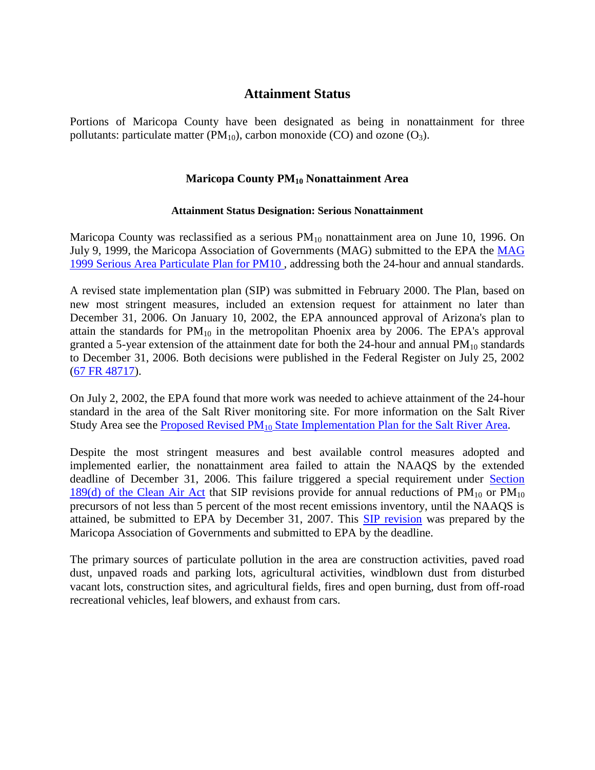# Attainment Status

Portions of Maricopa County have been designated as being in nonattainment for three pollutants: particulate matter ($PM_{10}$), carbon monoxide (CO) and ozone ($O_3$).

## Maricopa County $PM_{10}$ Nonattainment Area

### Attainment Status Designation: Serious Nonattainment

Maricopa County was reclassified as a serious $PM_{10}$ nonattainment area on June 10, 1996. On July 9, 1999, the Maricopa Association of Governments (MAG) submitted to the EPA the MAG 1999 Serious Area Particulate Plan for PM10 , addressing both the 24-hour and annual standards.

A revised state implementation plan (SIP) was submitted in February 2000. The Plan, based on new most stringent measures, included an extension request for attainment no later than December 31, 2006. On January 10, 2002, the EPA announced approval of Arizona's plan to attain the standards for $PM_{10}$ in the metropolitan Phoenix area by 2006. The EPA's approval granted a 5-year extension of the attainment date for both the 24-hour and annual $PM_{10}$ standards to December 31, 2006. Both decisions were published in the Federal Register on July 25, 2002 (67 FR 48717).

On July 2, 2002, the EPA found that more work was needed to achieve attainment of the 24-hour standard in the area of the Salt River monitoring site. For more information on the Salt River Study Area see the Proposed Revised $PM_{10}$ State Implementation Plan for the Salt River Area.

Despite the most stringent measures and best available control measures adopted and implemented earlier, the nonattainment area failed to attain the NAAQS by the extended deadline of December 31, 2006. This failure triggered a special requirement under Section 189(d) of the Clean Air Act that SIP revisions provide for annual reductions of $PM_{10}$ or $PM_{10}$ precursors of not less than 5 percent of the most recent emissions inventory, until the NAAQS is attained, be submitted to EPA by December 31, 2007. This SIP revision was prepared by the Maricopa Association of Governments and submitted to EPA by the deadline.

The primary sources of particulate pollution in the area are construction activities, paved road dust, unpaved roads and parking lots, agricultural activities, windblown dust from disturbed vacant lots, construction sites, and agricultural fields, fires and open burning, dust from off-road recreational vehicles, leaf blowers, and exhaust from cars.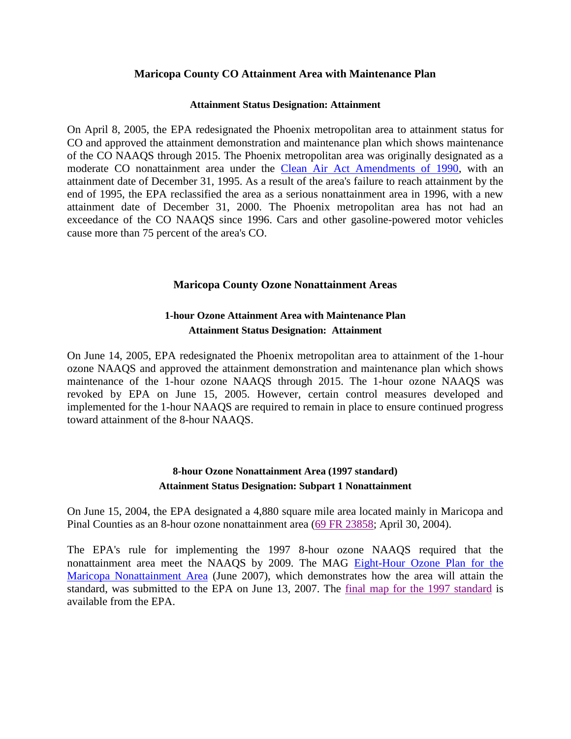## Maricopa County CO Attainment Area with Maintenance Plan

**Attainment Status Designation: Attainment**

On April 8, 2005, the EPA redesignated the Phoenix metropolitan area to attainment status for CO and approved the attainment demonstration and maintenance plan which shows maintenance of the CO NAAQS through 2015. The Phoenix metropolitan area was originally designated as a moderate CO nonattainment area under the Clean Air Act Amendments of 1990, with an attainment date of December 31, 1995. As a result of the area's failure to reach attainment by the end of 1995, the EPA reclassified the area as a serious nonattainment area in 1996, with a new attainment date of December 31, 2000. The Phoenix metropolitan area has not had an exceedance of the CO NAAQS since 1996. Cars and other gasoline-powered motor vehicles cause more than 75 percent of the area's CO.

## Maricopa County Ozone Nonattainment Areas

### 1-hour Ozone Attainment Area with Maintenance Plan

**Attainment Status Designation: Attainment**

On June 14, 2005, EPA redesignated the Phoenix metropolitan area to attainment of the 1-hour ozone NAAQS and approved the attainment demonstration and maintenance plan which shows maintenance of the 1-hour ozone NAAQS through 2015. The 1-hour ozone NAAQS was revoked by EPA on June 15, 2005. However, certain control measures developed and implemented for the 1-hour NAAQS are required to remain in place to ensure continued progress toward attainment of the 8-hour NAAQS.

### 8-hour Ozone Nonattainment Area (1997 standard)

**Attainment Status Designation: Subpart 1 Nonattainment**

On June 15, 2004, the EPA designated a 4,880 square mile area located mainly in Maricopa and Pinal Counties as an 8-hour ozone nonattainment area (69 FR 23858; April 30, 2004).

The EPA's rule for implementing the 1997 8-hour ozone NAAQS required that the nonattainment area meet the NAAQS by 2009. The MAG Eight-Hour Ozone Plan for the Maricopa Nonattainment Area (June 2007), which demonstrates how the area will attain the standard, was submitted to the EPA on June 13, 2007. The final map for the 1997 standard is available from the EPA.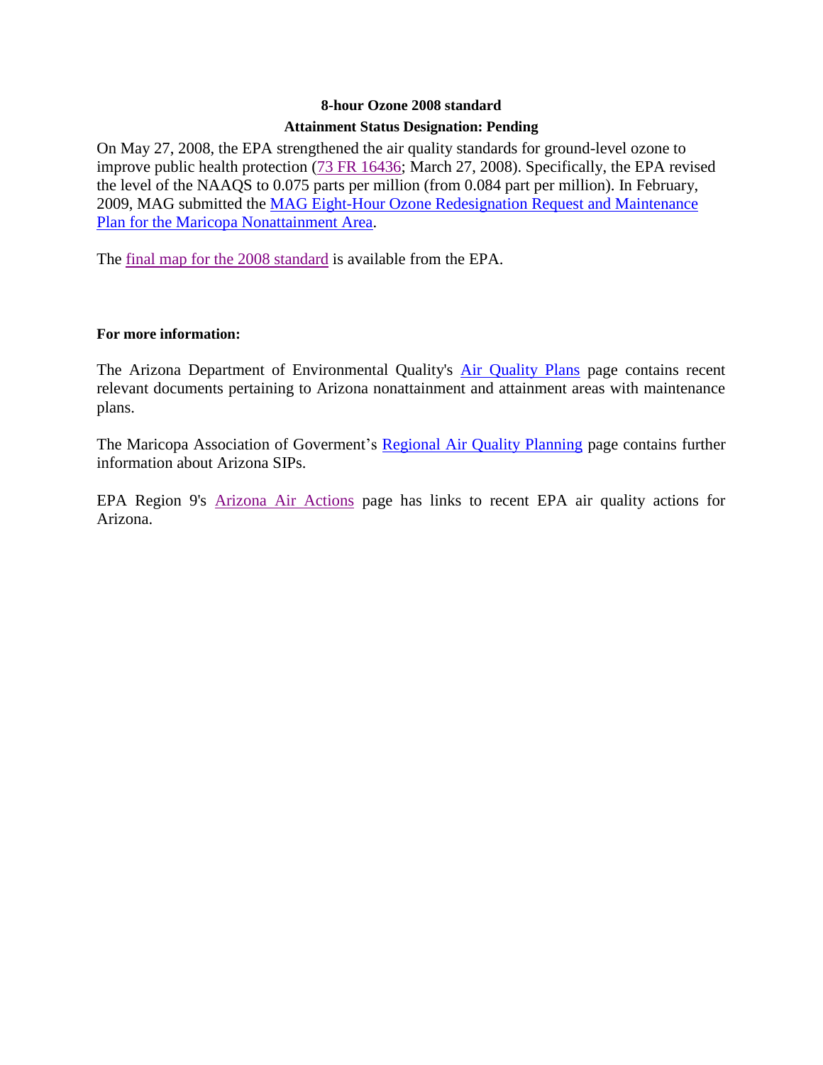**8-hour Ozone 2008 standard**

**Attainment Status Designation: Pending**

On May 27, 2008, the EPA strengthened the air quality standards for ground-level ozone to improve public health protection (73 FR 16436; March 27, 2008). Specifically, the EPA revised the level of the NAAQS to 0.075 parts per million (from 0.084 part per million). In February, 2009, MAG submitted the MAG Eight-Hour Ozone Redesignation Request and Maintenance Plan for the Maricopa Nonattainment Area.

The final map for the 2008 standard is available from the EPA.

**For more information:**

The Arizona Department of Environmental Quality's Air Quality Plans page contains recent relevant documents pertaining to Arizona nonattainment and attainment areas with maintenance plans.

The Maricopa Association of Goverment's Regional Air Quality Planning page contains further information about Arizona SIPs.

EPA Region 9's Arizona Air Actions page has links to recent EPA air quality actions for Arizona.